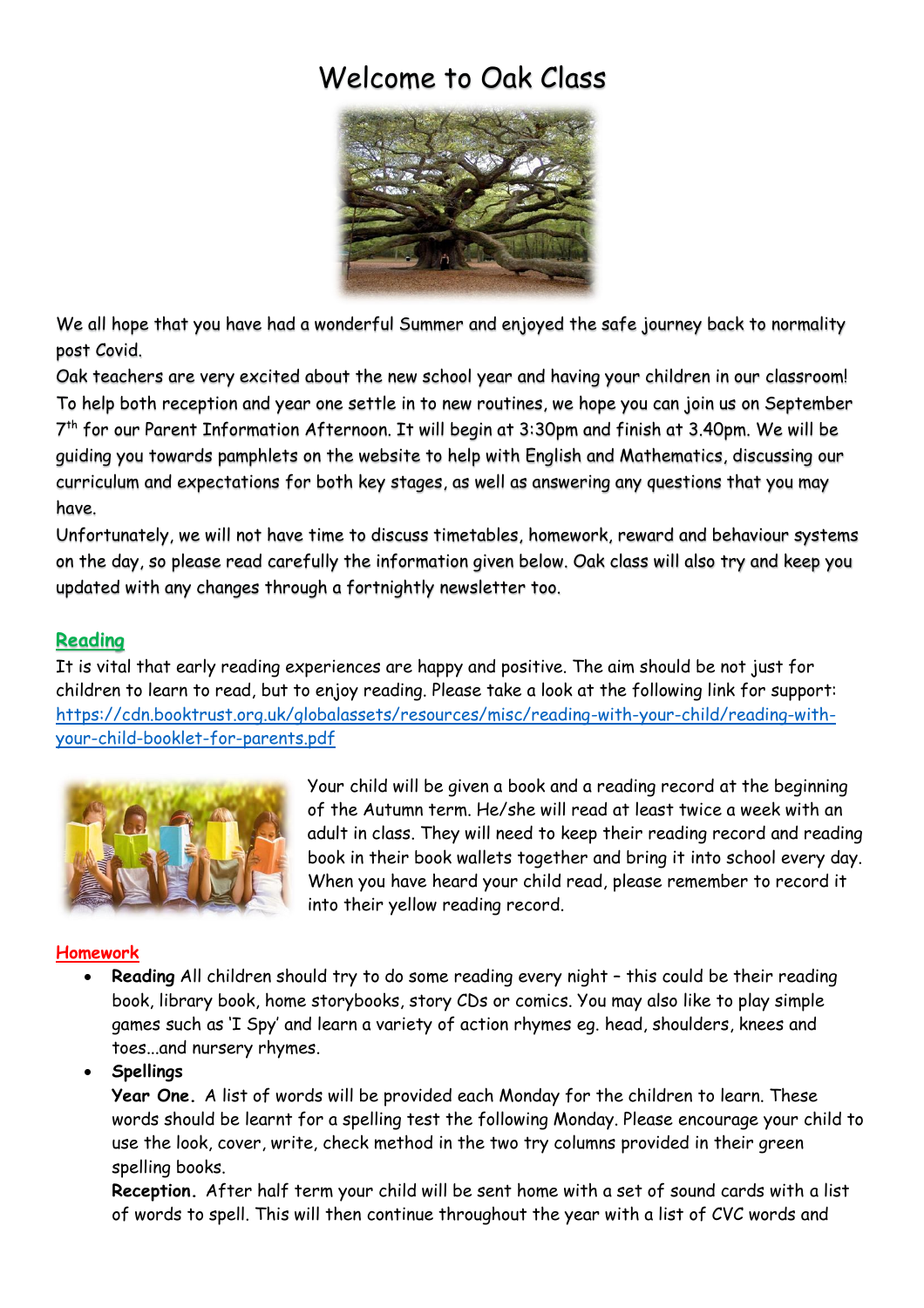# Welcome to Oak Class

We all hope that you have had a wonderful Summer and enjoyed the safe journey back to normality post Covid.

Oak teachers are very excited about the new school year and having your children in our classroom! To help both reception and year one settle in to new routines, we hope you can join us on September 7th for our Parent Information Afternoon. It will begin at 3:30pm and finish at 3.40pm. We will be guiding you towards pamphlets on the website to help with English and Mathematics, discussing our curriculum and expectations for both key stages, as well as answering any questions that you may have.

Unfortunately, we will not have time to discuss timetables, homework, reward and behaviour systems on the day, so please read carefully the information given below. Oak class will also try and keep you updated with any changes through a fortnightly newsletter too.

## Reading

It is vital that early reading experiences are happy and positive. The aim should be not just for children to learn to read, but to enjoy reading. Please take a look at the following link for support: [https://cdn.booktrust.org.uk/globalassets/resources/misc/reading-with-your-child/reading-with-your-child-booklet-for-parents.pdf](https://cdn.booktrust.org.uk/globalassets/resources/misc/reading-with-your-child/reading-with-your-child-booklet-for-parents.pdf)

Your child will be given a book and a reading record at the beginning of the Autumn term. He/she will read at least twice a week with an adult in class. They will need to keep their reading record and reading book in their book wallets together and bring it into school every day. When you have heard your child read, please remember to record it into their yellow reading record.

## Homework

- **Reading** All children should try to do some reading every night – this could be their reading book, library book, home storybooks, story CDs or comics. You may also like to play simple games such as 'I Spy' and learn a variety of action rhymes eg. head, shoulders, knees and toes...and nursery rhymes.
- **Spellings**

  **Year One.** A list of words will be provided each Monday for the children to learn. These words should be learnt for a spelling test the following Monday. Please encourage your child to use the look, cover, write, check method in the two try columns provided in their green spelling books.

  **Reception.** After half term your child will be sent home with a set of sound cards with a list of words to spell. This will then continue throughout the year with a list of CVC words and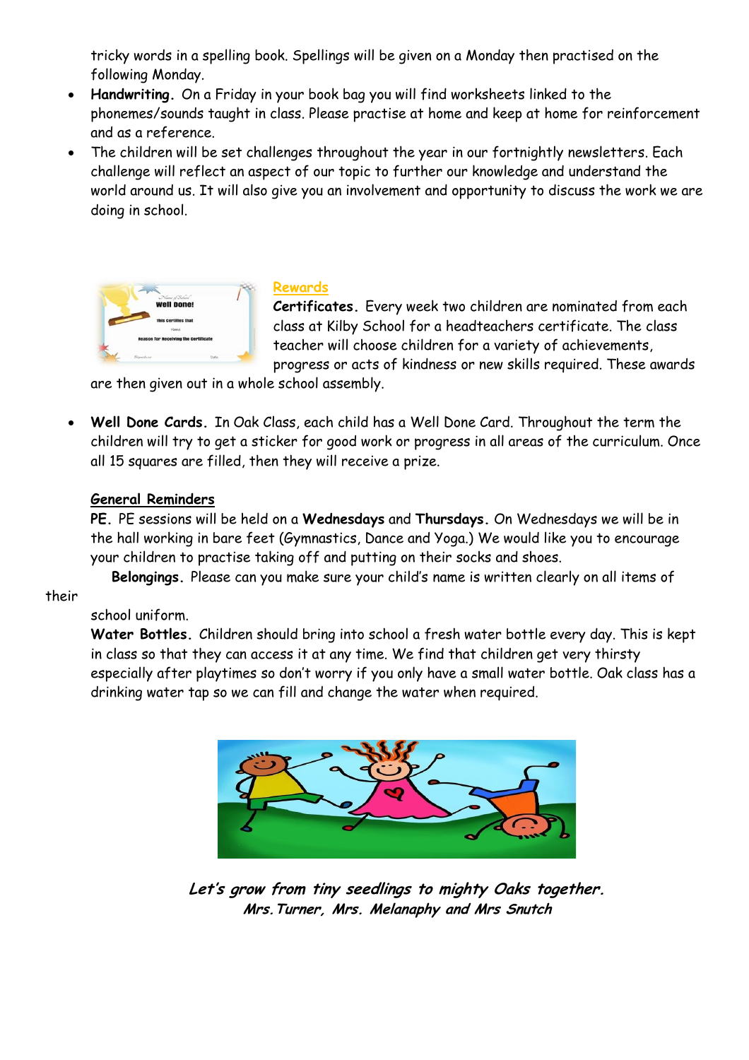tricky words in a spelling book. Spellings will be given on a Monday then practised on the following Monday.

- **Handwriting.** On a Friday in your book bag you will find worksheets linked to the phonemes/sounds taught in class. Please practise at home and keep at home for reinforcement and as a reference.
- The children will be set challenges throughout the year in our fortnightly newsletters. Each challenge will reflect an aspect of our topic to further our knowledge and understand the world around us. It will also give you an involvement and opportunity to discuss the work we are doing in school.

## Rewards

**Certificates.** Every week two children are nominated from each class at Kilby School for a headteachers certificate. The class teacher will choose children for a variety of achievements, progress or acts of kindness or new skills required. These awards are then given out in a whole school assembly.

- **Well Done Cards.** In Oak Class, each child has a Well Done Card. Throughout the term the children will try to get a sticker for good work or progress in all areas of the curriculum. Once all 15 squares are filled, then they will receive a prize.

## General Reminders

**PE.** PE sessions will be held on a **Wednesdays** and **Thursdays.** On Wednesdays we will be in the hall working in bare feet (Gymnastics, Dance and Yoga.) We would like you to encourage your children to practise taking off and putting on their socks and shoes.

**Belongings.** Please can you make sure your child's name is written clearly on all items of their school uniform.

**Water Bottles.** Children should bring into school a fresh water bottle every day. This is kept in class so that they can access it at any time. We find that children get very thirsty especially after playtimes so don't worry if you only have a small water bottle. Oak class has a drinking water tap so we can fill and change the water when required.

***Let's grow from tiny seedlings to mighty Oaks together.***

***Mrs.Turner, Mrs. Melanaphy and Mrs Snutch***